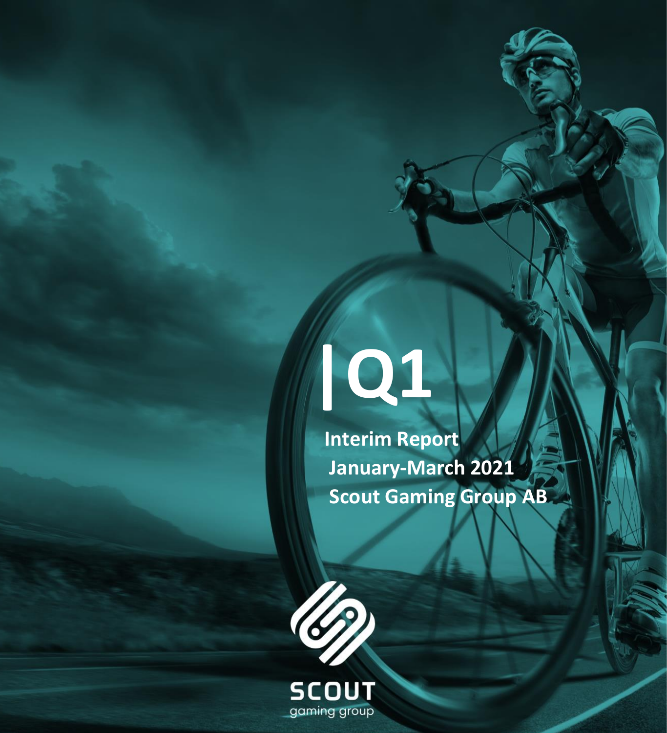# Q1

**Interim Report**
**January-March 2021**
**Scout Gaming Group AB**

SCOUT
gaming group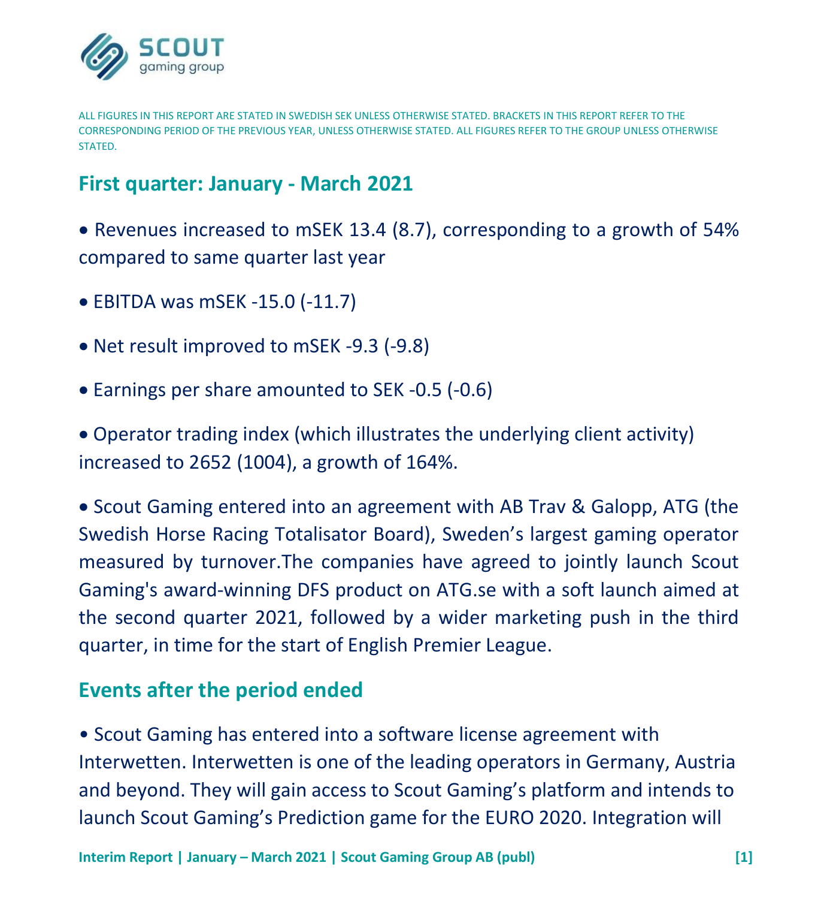ALL FIGURES IN THIS REPORT ARE STATED IN SWEDISH SEK UNLESS OTHERWISE STATED. BRACKETS IN THIS REPORT REFER TO THE CORRESPONDING PERIOD OF THE PREVIOUS YEAR, UNLESS OTHERWISE STATED. ALL FIGURES REFER TO THE GROUP UNLESS OTHERWISE STATED.

## First quarter: January - March 2021

- Revenues increased to mSEK 13.4 (8.7), corresponding to a growth of 54% compared to same quarter last year
- EBITDA was mSEK -15.0 (-11.7)
- Net result improved to mSEK -9.3 (-9.8)
- Earnings per share amounted to SEK -0.5 (-0.6)
- Operator trading index (which illustrates the underlying client activity) increased to 2652 (1004), a growth of 164%.
- Scout Gaming entered into an agreement with AB Trav & Galopp, ATG (the Swedish Horse Racing Totalisator Board), Sweden's largest gaming operator measured by turnover.The companies have agreed to jointly launch Scout Gaming's award-winning DFS product on ATG.se with a soft launch aimed at the second quarter 2021, followed by a wider marketing push in the third quarter, in time for the start of English Premier League.

## Events after the period ended

- Scout Gaming has entered into a software license agreement with Interwetten. Interwetten is one of the leading operators in Germany, Austria and beyond. They will gain access to Scout Gaming's platform and intends to launch Scout Gaming's Prediction game for the EURO 2020. Integration will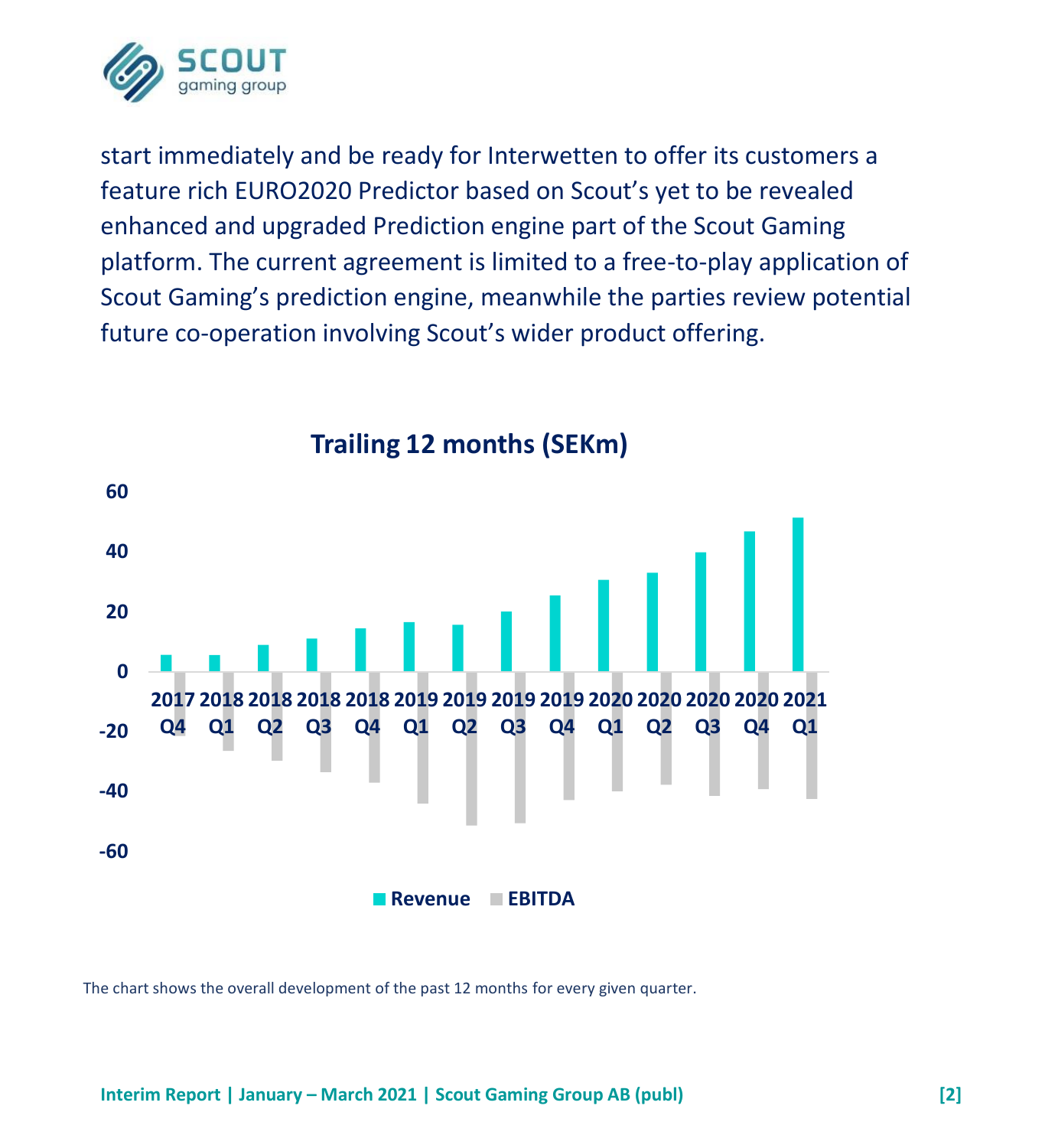start immediately and be ready for Interwetten to offer its customers a feature rich EURO2020 Predictor based on Scout's yet to be revealed enhanced and upgraded Prediction engine part of the Scout Gaming platform. The current agreement is limited to a free-to-play application of Scout Gaming's prediction engine, meanwhile the parties review potential future co-operation involving Scout's wider product offering.

**Trailing 12 months (SEKm)**

Revenue, EBITDA

2017 Q4, 2018 Q1, 2018 Q2, 2018 Q3, 2018 Q4, 2019 Q1, 2019 Q2, 2019 Q3, 2019 Q4, 2020 Q1, 2020 Q2, 2020 Q3, 2020 Q4, 2021 Q1

The chart shows the overall development of the past 12 months for every given quarter.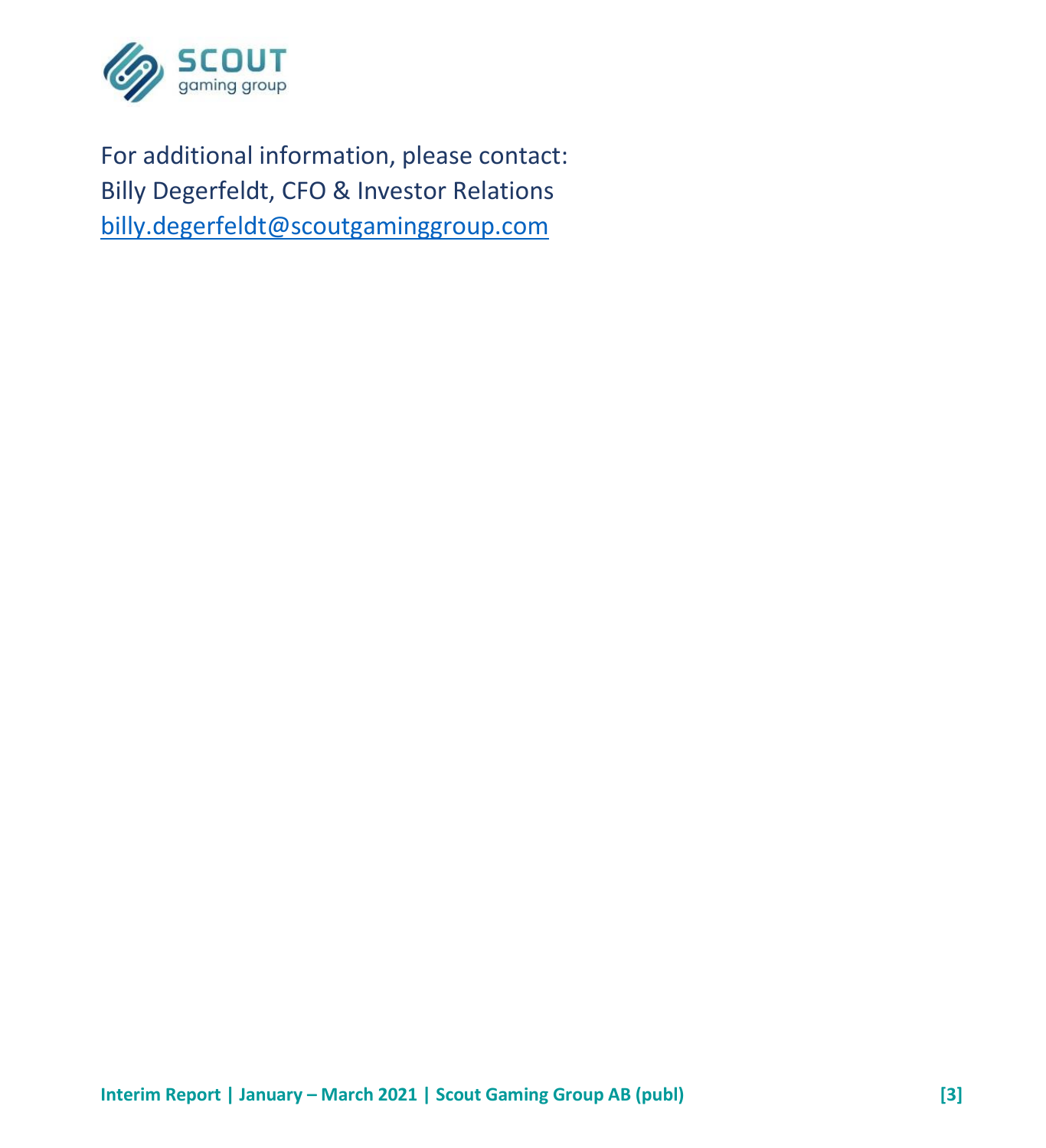For additional information, please contact:
Billy Degerfeldt, CFO & Investor Relations
billy.degerfeldt@scoutgaminggroup.com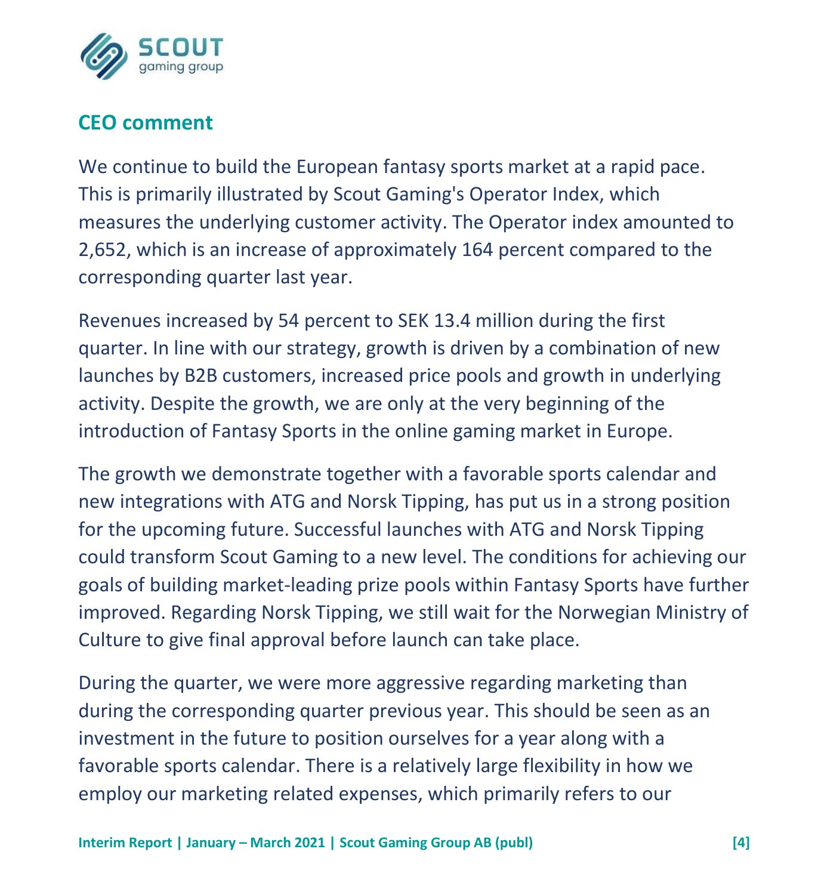## CEO comment

We continue to build the European fantasy sports market at a rapid pace. This is primarily illustrated by Scout Gaming's Operator Index, which measures the underlying customer activity. The Operator index amounted to 2,652, which is an increase of approximately 164 percent compared to the corresponding quarter last year.

Revenues increased by 54 percent to SEK 13.4 million during the first quarter. In line with our strategy, growth is driven by a combination of new launches by B2B customers, increased price pools and growth in underlying activity. Despite the growth, we are only at the very beginning of the introduction of Fantasy Sports in the online gaming market in Europe.

The growth we demonstrate together with a favorable sports calendar and new integrations with ATG and Norsk Tipping, has put us in a strong position for the upcoming future. Successful launches with ATG and Norsk Tipping could transform Scout Gaming to a new level. The conditions for achieving our goals of building market-leading prize pools within Fantasy Sports have further improved. Regarding Norsk Tipping, we still wait for the Norwegian Ministry of Culture to give final approval before launch can take place.

During the quarter, we were more aggressive regarding marketing than during the corresponding quarter previous year. This should be seen as an investment in the future to position ourselves for a year along with a favorable sports calendar. There is a relatively large flexibility in how we employ our marketing related expenses, which primarily refers to our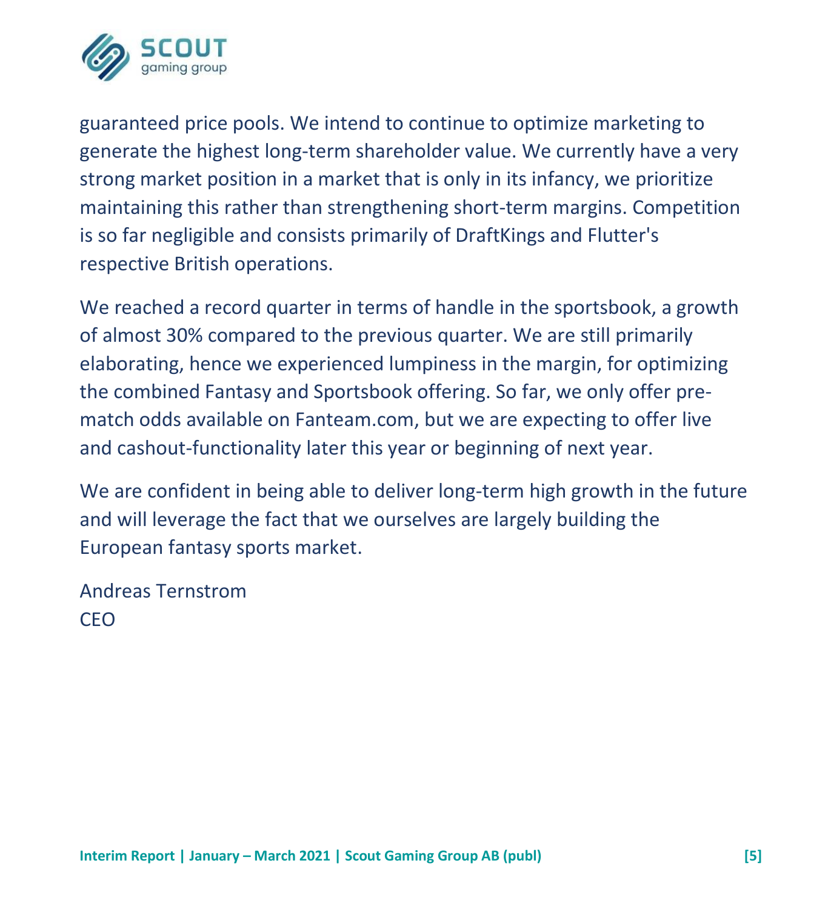guaranteed price pools. We intend to continue to optimize marketing to generate the highest long-term shareholder value. We currently have a very strong market position in a market that is only in its infancy, we prioritize maintaining this rather than strengthening short-term margins. Competition is so far negligible and consists primarily of DraftKings and Flutter's respective British operations.

We reached a record quarter in terms of handle in the sportsbook, a growth of almost 30% compared to the previous quarter. We are still primarily elaborating, hence we experienced lumpiness in the margin, for optimizing the combined Fantasy and Sportsbook offering. So far, we only offer pre-match odds available on Fanteam.com, but we are expecting to offer live and cashout-functionality later this year or beginning of next year.

We are confident in being able to deliver long-term high growth in the future and will leverage the fact that we ourselves are largely building the European fantasy sports market.

Andreas Ternstrom
CEO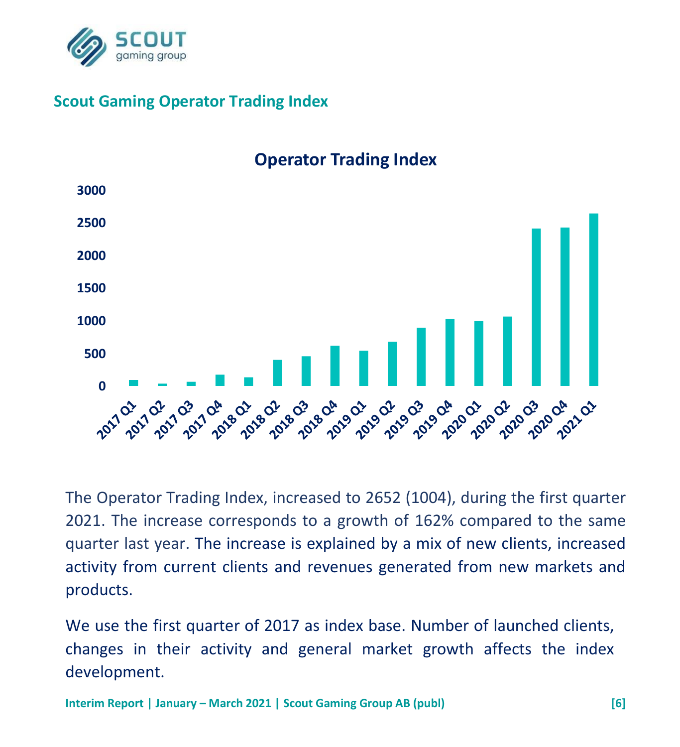## Scout Gaming Operator Trading Index

The Operator Trading Index, increased to 2652 (1004), during the first quarter 2021. The increase corresponds to a growth of 162% compared to the same quarter last year. The increase is explained by a mix of new clients, increased activity from current clients and revenues generated from new markets and products.

We use the first quarter of 2017 as index base. Number of launched clients, changes in their activity and general market growth affects the index development.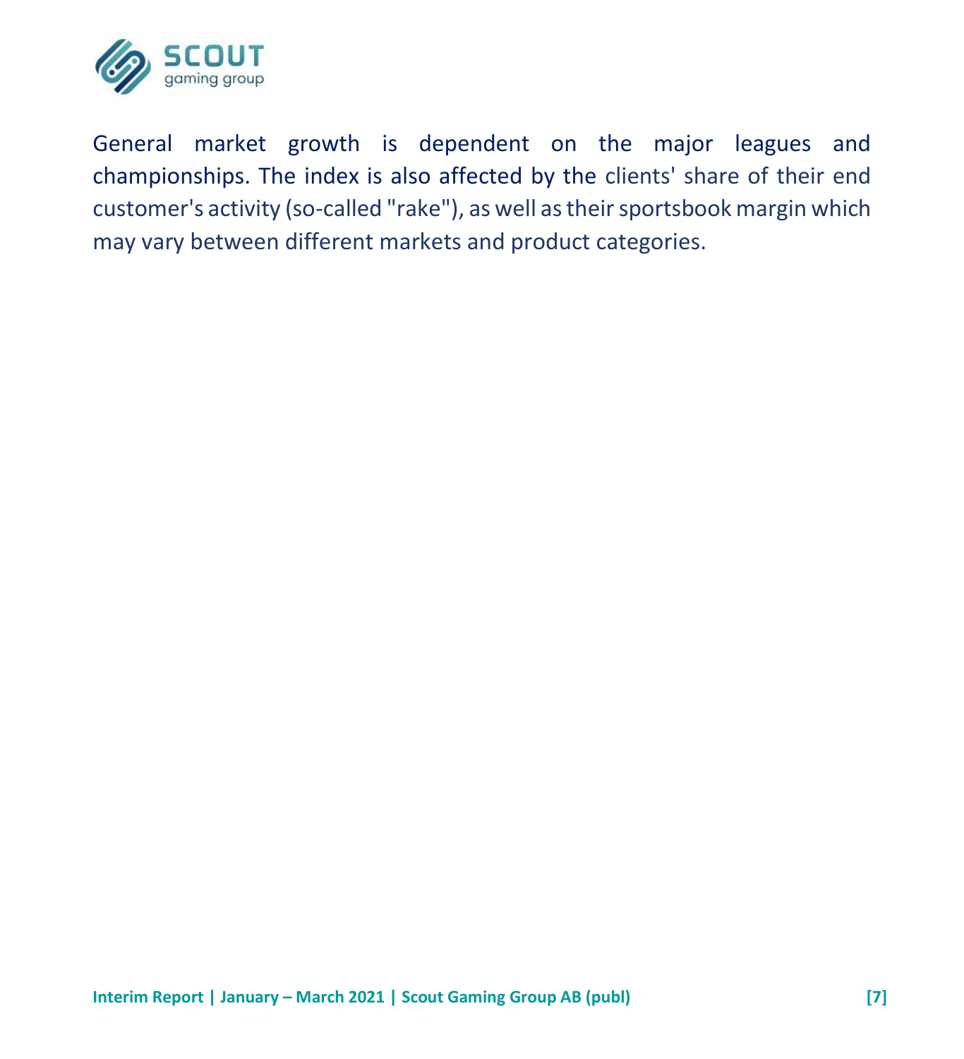General market growth is dependent on the major leagues and championships. The index is also affected by the clients' share of their end customer's activity (so-called "rake"), as well as their sportsbook margin which may vary between different markets and product categories.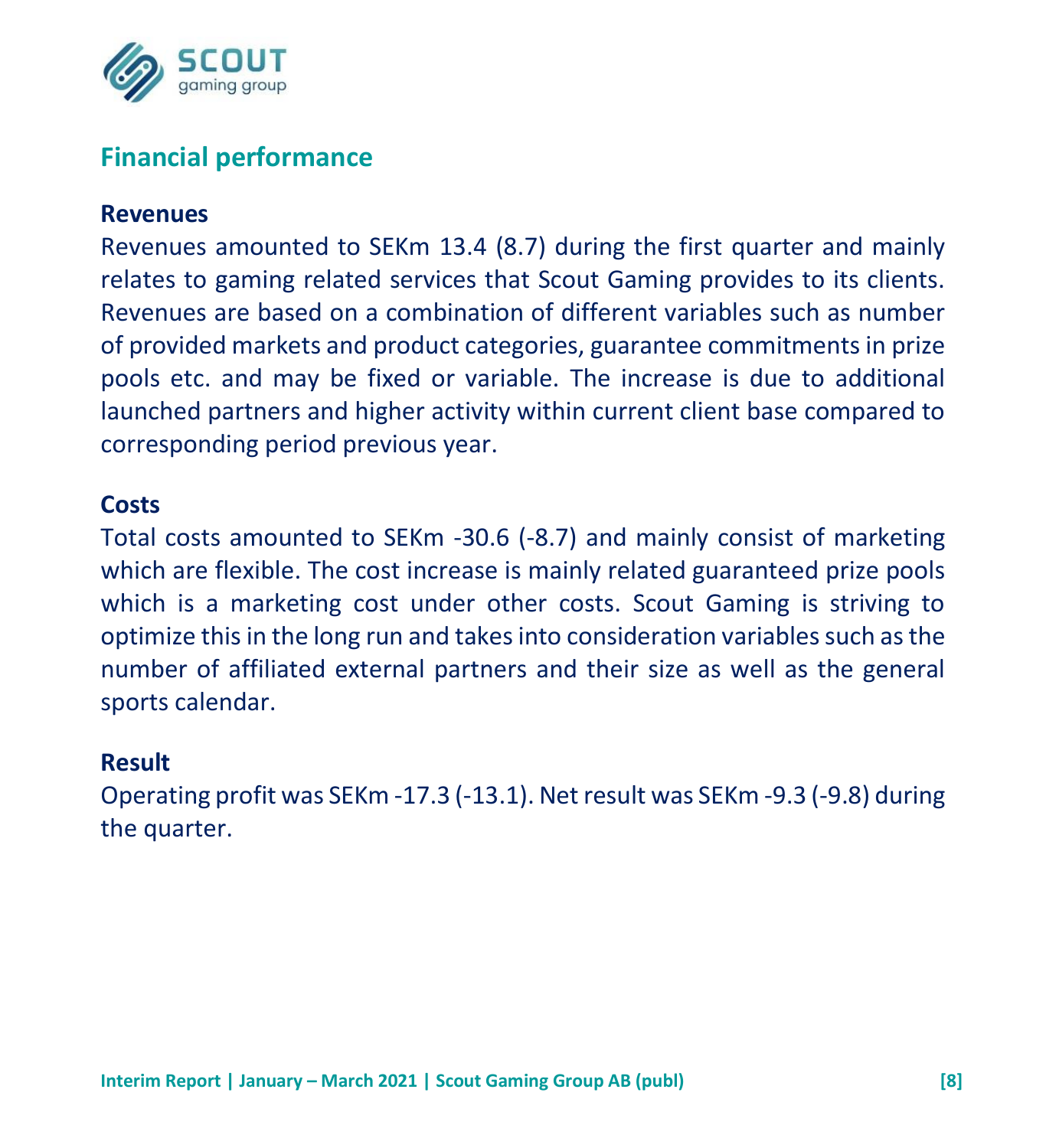## Financial performance

### Revenues

Revenues amounted to SEKm 13.4 (8.7) during the first quarter and mainly relates to gaming related services that Scout Gaming provides to its clients. Revenues are based on a combination of different variables such as number of provided markets and product categories, guarantee commitments in prize pools etc. and may be fixed or variable. The increase is due to additional launched partners and higher activity within current client base compared to corresponding period previous year.

### Costs

Total costs amounted to SEKm -30.6 (-8.7) and mainly consist of marketing which are flexible. The cost increase is mainly related guaranteed prize pools which is a marketing cost under other costs. Scout Gaming is striving to optimize this in the long run and takes into consideration variables such as the number of affiliated external partners and their size as well as the general sports calendar.

### Result

Operating profit was SEKm -17.3 (-13.1). Net result was SEKm -9.3 (-9.8) during the quarter.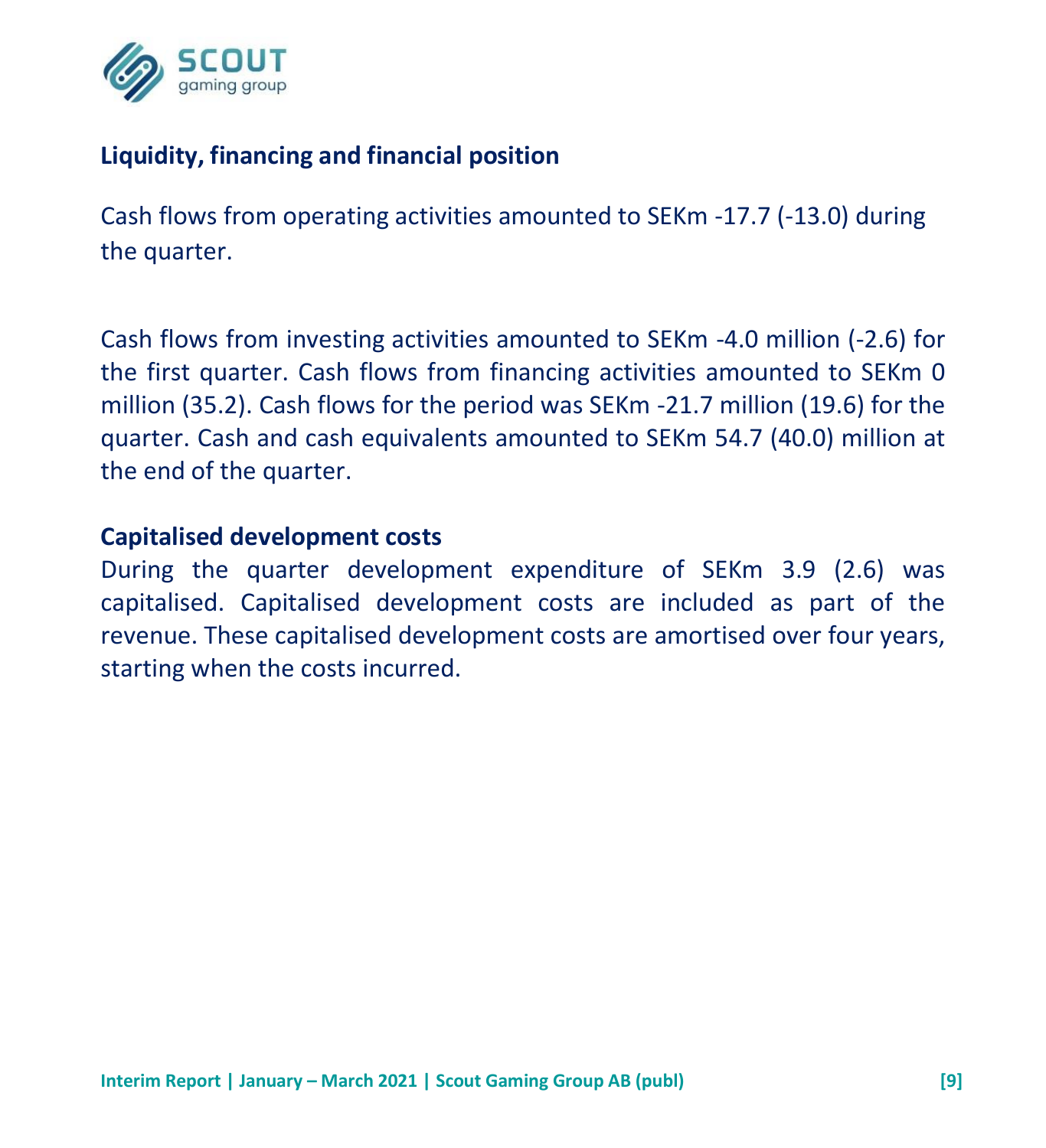## Liquidity, financing and financial position

Cash flows from operating activities amounted to SEKm -17.7 (-13.0) during the quarter.

Cash flows from investing activities amounted to SEKm -4.0 million (-2.6) for the first quarter. Cash flows from financing activities amounted to SEKm 0 million (35.2). Cash flows for the period was SEKm -21.7 million (19.6) for the quarter. Cash and cash equivalents amounted to SEKm 54.7 (40.0) million at the end of the quarter.

## Capitalised development costs

During the quarter development expenditure of SEKm 3.9 (2.6) was capitalised. Capitalised development costs are included as part of the revenue. These capitalised development costs are amortised over four years, starting when the costs incurred.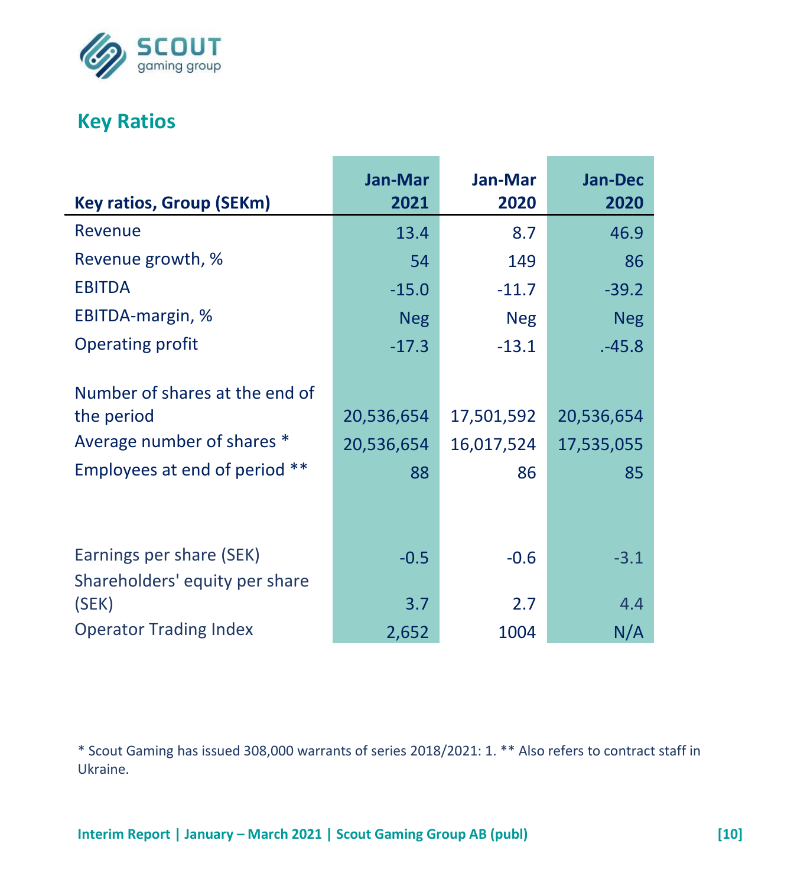## Key Ratios

| Key ratios, Group (SEKm) | Jan-Mar 2021 | Jan-Mar 2020 | Jan-Dec 2020 |
|---|---|---|---|
| Revenue | 13.4 | 8.7 | 46.9 |
| Revenue growth, % | 54 | 149 | 86 |
| EBITDA | -15.0 | -11.7 | -39.2 |
| EBITDA-margin, % | Neg | Neg | Neg |
| Operating profit | -17.3 | -13.1 | .-45.8 |
| | | | |
| Number of shares at the end of the period | 20,536,654 | 17,501,592 | 20,536,654 |
| Average number of shares * | 20,536,654 | 16,017,524 | 17,535,055 |
| Employees at end of period ** | 88 | 86 | 85 |
| | | | |
| Earnings per share (SEK) | -0.5 | -0.6 | -3.1 |
| Shareholders' equity per share (SEK) | 3.7 | 2.7 | 4.4 |
| Operator Trading Index | 2,652 | 1004 | N/A |

* Scout Gaming has issued 308,000 warrants of series 2018/2021: 1. ** Also refers to contract staff in Ukraine.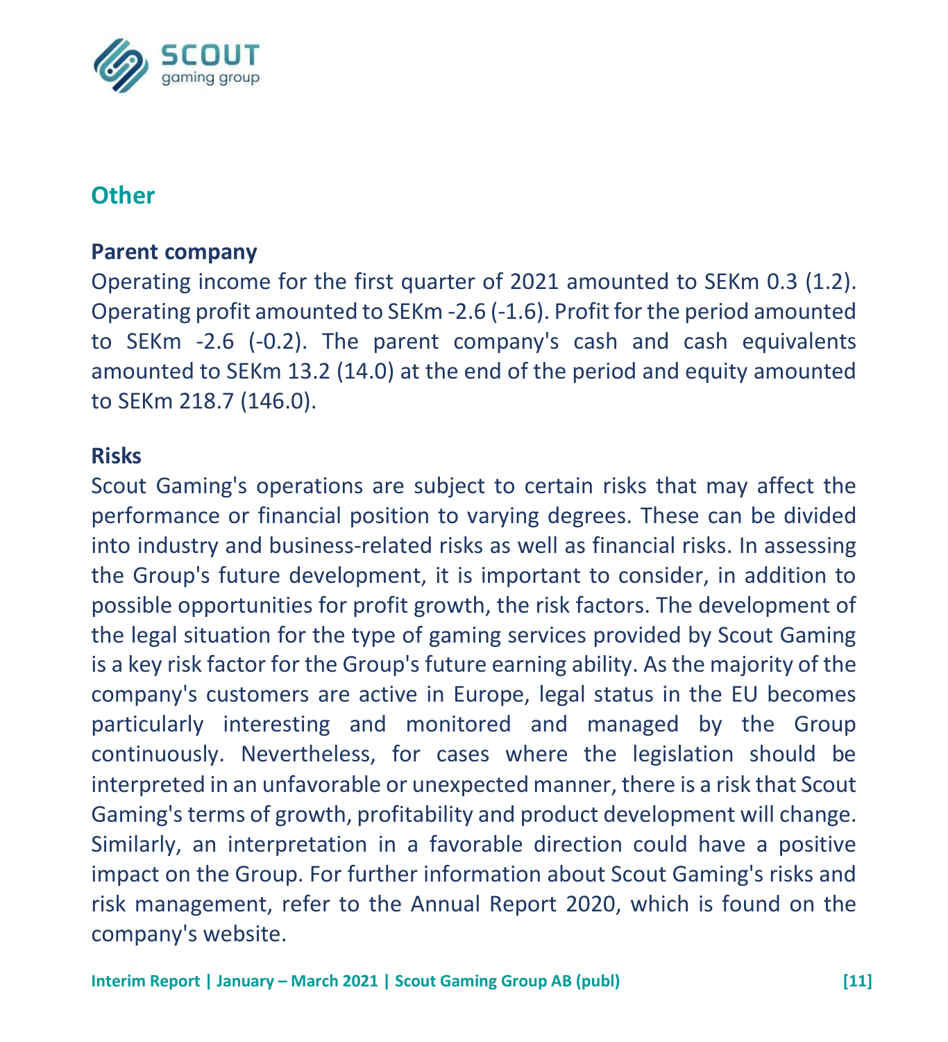## Other

### Parent company

Operating income for the first quarter of 2021 amounted to SEKm 0.3 (1.2). Operating profit amounted to SEKm -2.6 (-1.6). Profit for the period amounted to SEKm -2.6 (-0.2). The parent company's cash and cash equivalents amounted to SEKm 13.2 (14.0) at the end of the period and equity amounted to SEKm 218.7 (146.0).

### Risks

Scout Gaming's operations are subject to certain risks that may affect the performance or financial position to varying degrees. These can be divided into industry and business-related risks as well as financial risks. In assessing the Group's future development, it is important to consider, in addition to possible opportunities for profit growth, the risk factors. The development of the legal situation for the type of gaming services provided by Scout Gaming is a key risk factor for the Group's future earning ability. As the majority of the company's customers are active in Europe, legal status in the EU becomes particularly interesting and monitored and managed by the Group continuously. Nevertheless, for cases where the legislation should be interpreted in an unfavorable or unexpected manner, there is a risk that Scout Gaming's terms of growth, profitability and product development will change. Similarly, an interpretation in a favorable direction could have a positive impact on the Group. For further information about Scout Gaming's risks and risk management, refer to the Annual Report 2020, which is found on the company's website.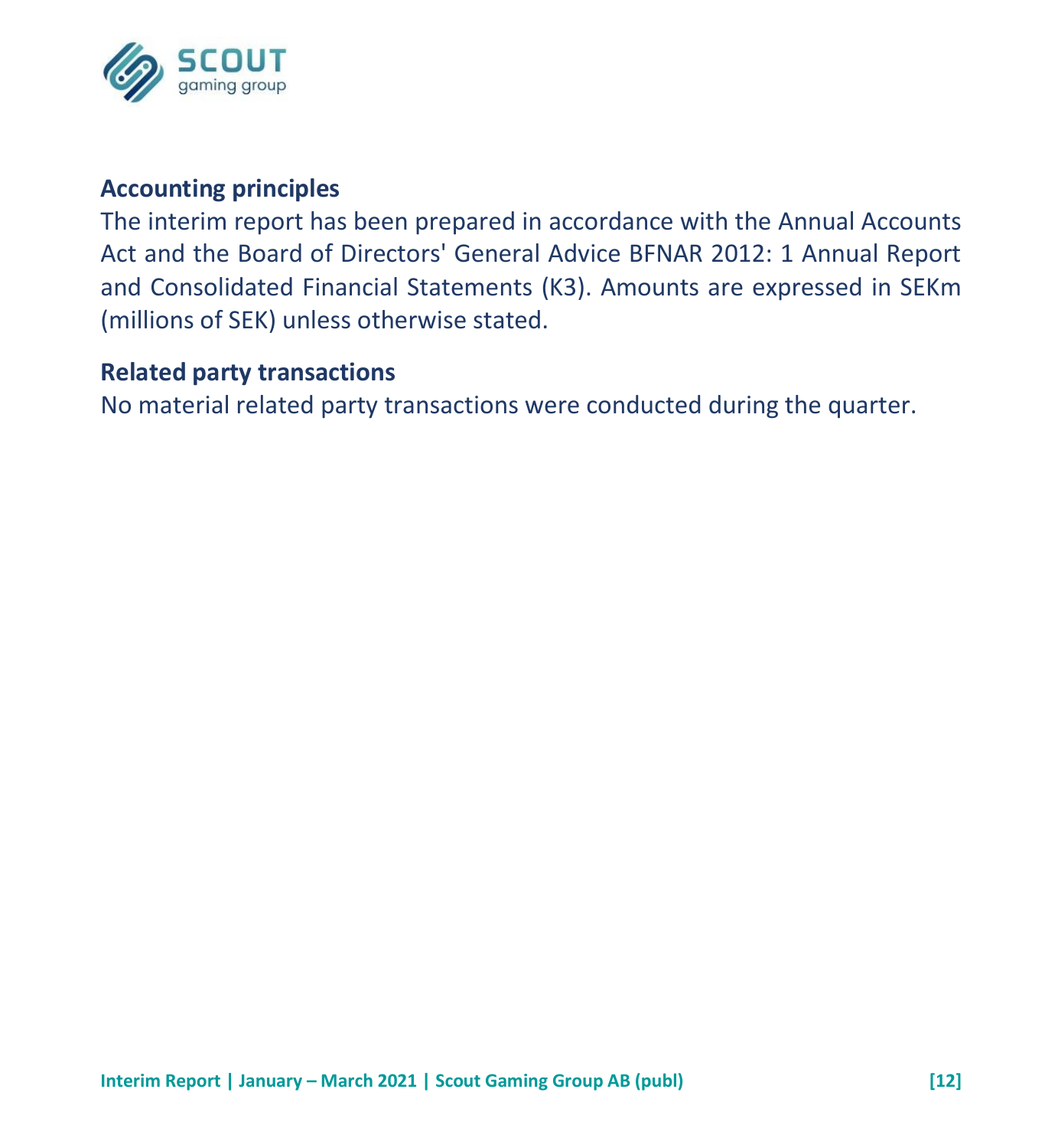## Accounting principles

The interim report has been prepared in accordance with the Annual Accounts Act and the Board of Directors' General Advice BFNAR 2012: 1 Annual Report and Consolidated Financial Statements (K3). Amounts are expressed in SEKm (millions of SEK) unless otherwise stated.

## Related party transactions

No material related party transactions were conducted during the quarter.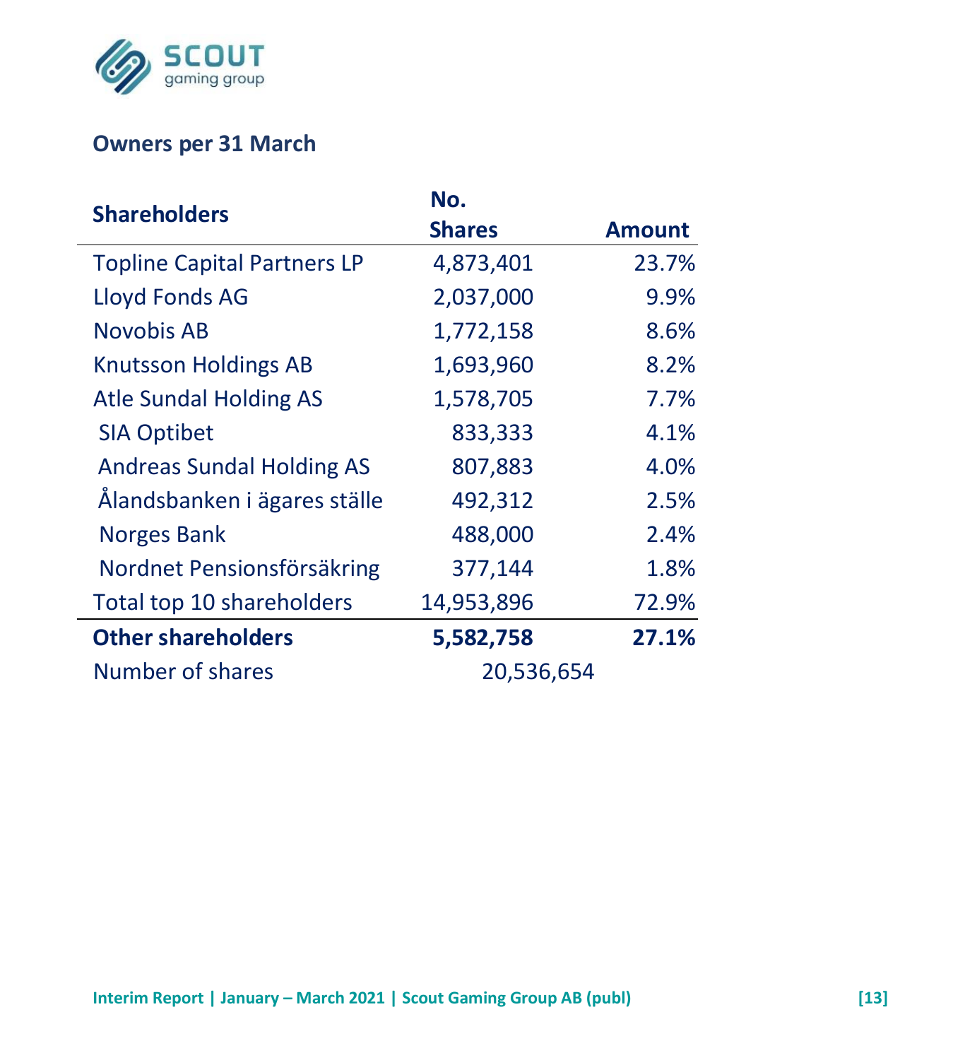## Owners per 31 March

| Shareholders | No. Shares | Amount |
|---|---|---|
| Topline Capital Partners LP | 4,873,401 | 23.7% |
| Lloyd Fonds AG | 2,037,000 | 9.9% |
| Novobis AB | 1,772,158 | 8.6% |
| Knutsson Holdings AB | 1,693,960 | 8.2% |
| Atle Sundal Holding AS | 1,578,705 | 7.7% |
| SIA Optibet | 833,333 | 4.1% |
| Andreas Sundal Holding AS | 807,883 | 4.0% |
| Ålandsbanken i ägares ställe | 492,312 | 2.5% |
| Norges Bank | 488,000 | 2.4% |
| Nordnet Pensionsförsäkring | 377,144 | 1.8% |
| Total top 10 shareholders | 14,953,896 | 72.9% |
| **Other shareholders** | **5,582,758** | **27.1%** |
| Number of shares | 20,536,654 | |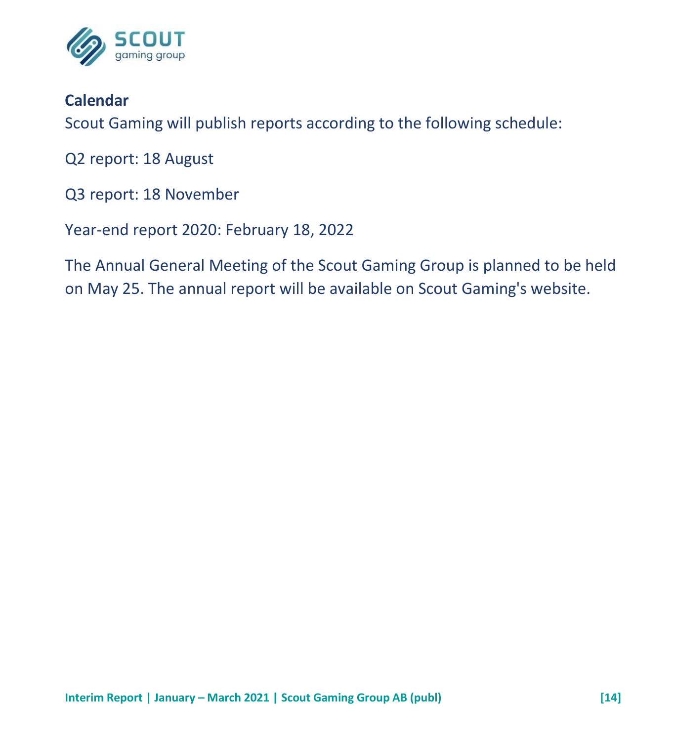**Calendar**

Scout Gaming will publish reports according to the following schedule:

Q2 report: 18 August

Q3 report: 18 November

Year-end report 2020: February 18, 2022

The Annual General Meeting of the Scout Gaming Group is planned to be held on May 25. The annual report will be available on Scout Gaming's website.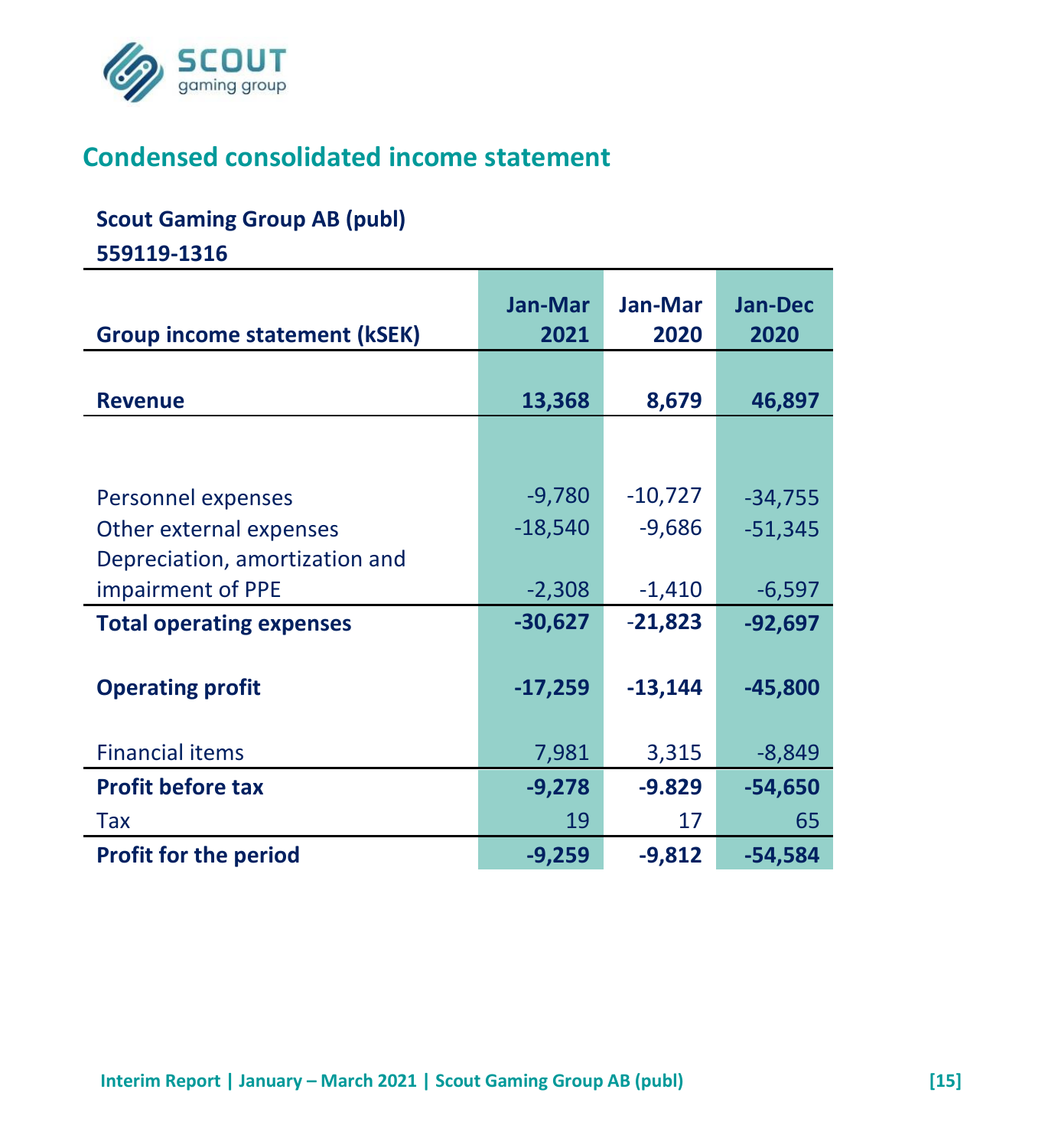## Condensed consolidated income statement

**Scout Gaming Group AB (publ)**

**559119-1316**

| Group income statement (kSEK) | Jan-Mar 2021 | Jan-Mar 2020 | Jan-Dec 2020 |
|---|---|---|---|
| **Revenue** | **13,368** | **8,679** | **46,897** |
| | | | |
| Personnel expenses | -9,780 | -10,727 | -34,755 |
| Other external expenses | -18,540 | -9,686 | -51,345 |
| Depreciation, amortization and impairment of PPE | -2,308 | -1,410 | -6,597 |
| **Total operating expenses** | **-30,627** | **-21,823** | **-92,697** |
| **Operating profit** | **-17,259** | **-13,144** | **-45,800** |
| Financial items | 7,981 | 3,315 | -8,849 |
| **Profit before tax** | **-9,278** | **-9.829** | **-54,650** |
| Tax | 19 | 17 | 65 |
| **Profit for the period** | **-9,259** | **-9,812** | **-54,584** |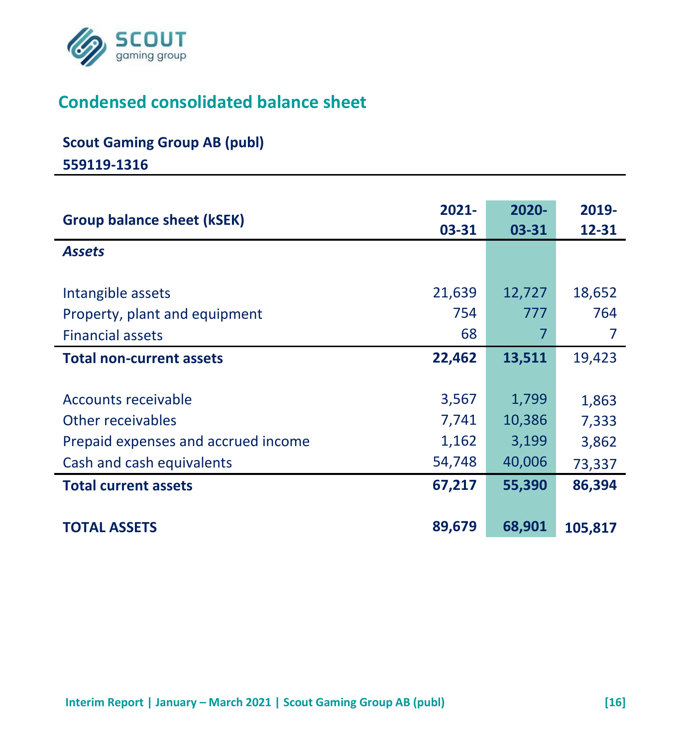## Condensed consolidated balance sheet

**Scout Gaming Group AB (publ)**

**559119-1316**

| Group balance sheet (kSEK) | 2021-03-31 | 2020-03-31 | 2019-12-31 |
|---|---|---|---|
| ***Assets*** | | | |
| Intangible assets | 21,639 | 12,727 | 18,652 |
| Property, plant and equipment | 754 | 777 | 764 |
| Financial assets | 68 | 7 | 7 |
| **Total non-current assets** | **22,462** | **13,511** | 19,423 |
| Accounts receivable | 3,567 | 1,799 | 1,863 |
| Other receivables | 7,741 | 10,386 | 7,333 |
| Prepaid expenses and accrued income | 1,162 | 3,199 | 3,862 |
| Cash and cash equivalents | 54,748 | 40,006 | 73,337 |
| **Total current assets** | **67,217** | **55,390** | **86,394** |
| **TOTAL ASSETS** | **89,679** | **68,901** | **105,817** |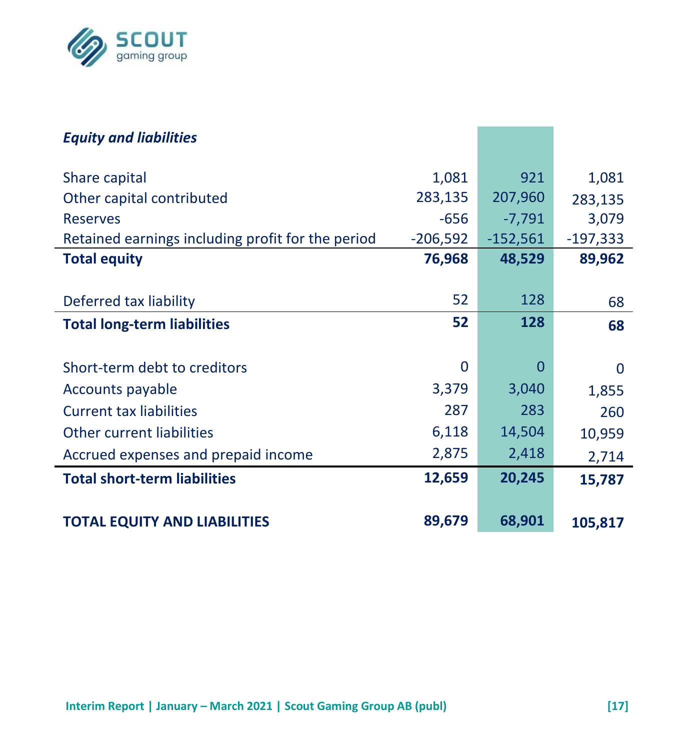| *Equity and liabilities* | | | |
|---|---|---|---|
| Share capital | 1,081 | 921 | 1,081 |
| Other capital contributed | 283,135 | 207,960 | 283,135 |
| Reserves | -656 | -7,791 | 3,079 |
| Retained earnings including profit for the period | -206,592 | -152,561 | -197,333 |
| **Total equity** | **76,968** | **48,529** | **89,962** |
| | | | |
| Deferred tax liability | 52 | 128 | 68 |
| **Total long-term liabilities** | **52** | **128** | **68** |
| | | | |
| Short-term debt to creditors | 0 | 0 | 0 |
| Accounts payable | 3,379 | 3,040 | 1,855 |
| Current tax liabilities | 287 | 283 | 260 |
| Other current liabilities | 6,118 | 14,504 | 10,959 |
| Accrued expenses and prepaid income | 2,875 | 2,418 | 2,714 |
| **Total short-term liabilities** | **12,659** | **20,245** | **15,787** |
| | | | |
| **TOTAL EQUITY AND LIABILITIES** | **89,679** | **68,901** | **105,817** |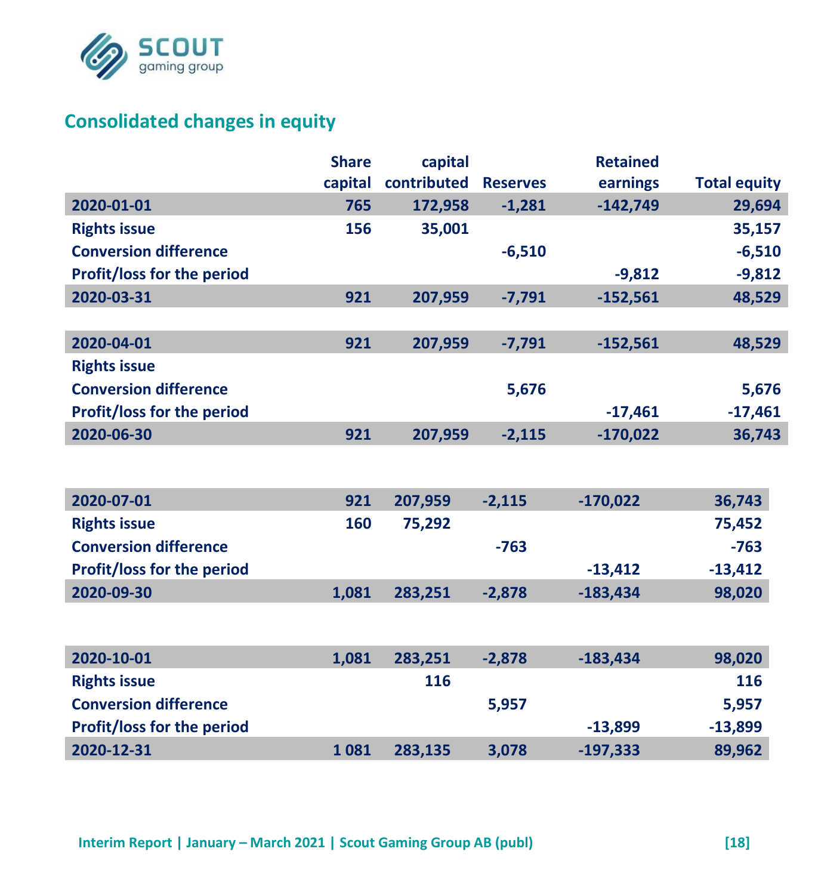## Consolidated changes in equity

| | Share capital | capital contributed | Reserves | Retained earnings | Total equity |
|---|---|---|---|---|---|
| **2020-01-01** | **765** | **172,958** | **-1,281** | **-142,749** | **29,694** |
| **Rights issue** | **156** | **35,001** | | | **35,157** |
| **Conversion difference** | | | **-6,510** | | **-6,510** |
| **Profit/loss for the period** | | | | **-9,812** | **-9,812** |
| **2020-03-31** | **921** | **207,959** | **-7,791** | **-152,561** | **48,529** |
| | | | | | |
| **2020-04-01** | **921** | **207,959** | **-7,791** | **-152,561** | **48,529** |
| **Rights issue** | | | | | |
| **Conversion difference** | | | **5,676** | | **5,676** |
| **Profit/loss for the period** | | | | **-17,461** | **-17,461** |
| **2020-06-30** | **921** | **207,959** | **-2,115** | **-170,022** | **36,743** |
| | | | | | |
| **2020-07-01** | **921** | **207,959** | **-2,115** | **-170,022** | **36,743** |
| **Rights issue** | **160** | **75,292** | | | **75,452** |
| **Conversion difference** | | | **-763** | | **-763** |
| **Profit/loss for the period** | | | | **-13,412** | **-13,412** |
| **2020-09-30** | **1,081** | **283,251** | **-2,878** | **-183,434** | **98,020** |
| | | | | | |
| **2020-10-01** | **1,081** | **283,251** | **-2,878** | **-183,434** | **98,020** |
| **Rights issue** | | **116** | | | **116** |
| **Conversion difference** | | | **5,957** | | **5,957** |
| **Profit/loss for the period** | | | | **-13,899** | **-13,899** |
| **2020-12-31** | **1 081** | **283,135** | **3,078** | **-197,333** | **89,962** |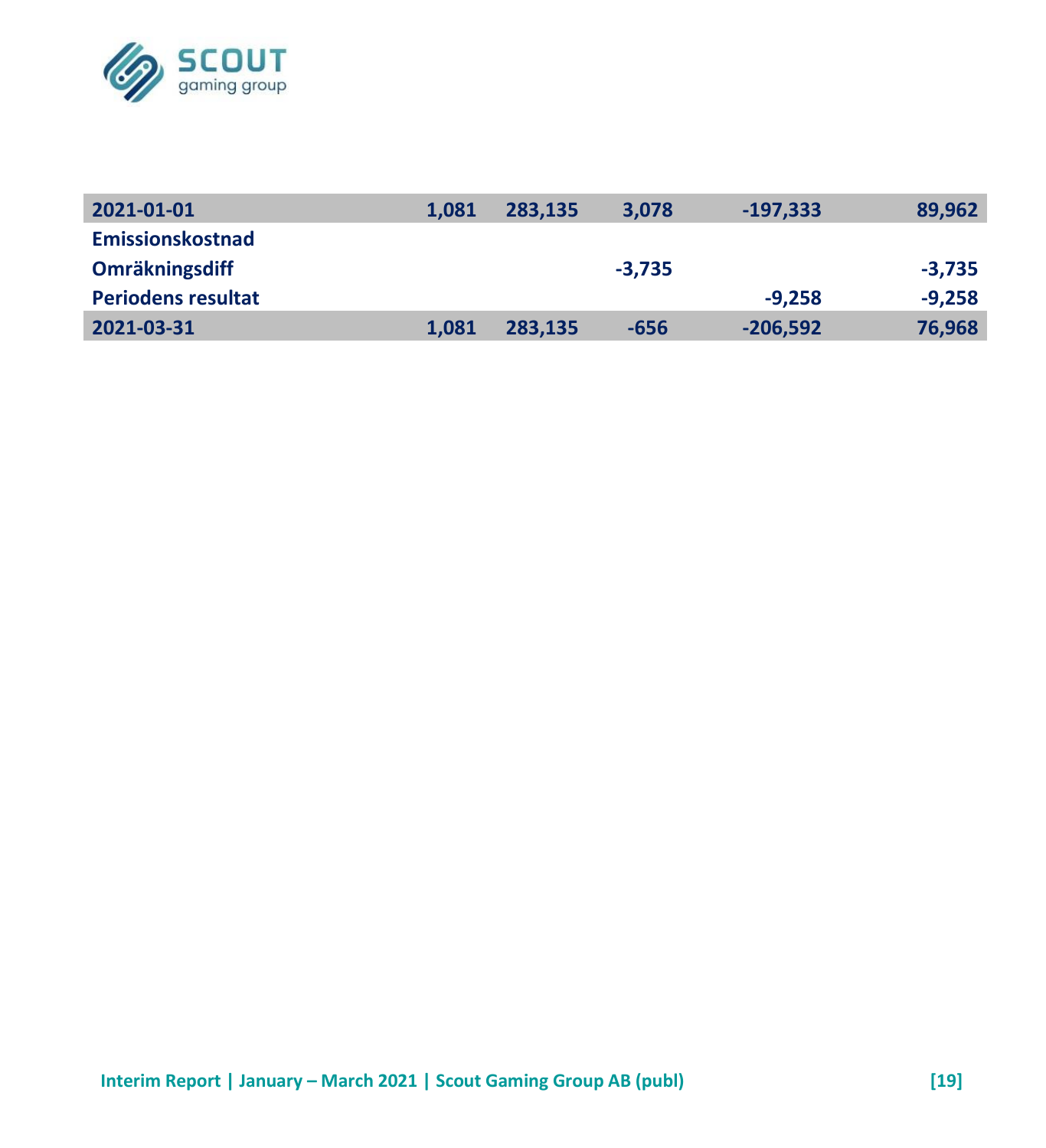| | | | | | |
|---|---|---|---|---|---|
| **2021-01-01** | **1,081** | **283,135** | **3,078** | **-197,333** | **89,962** |
| **Emissionskostnad** | | | | | |
| **Omräkningsdiff** | | | **-3,735** | | **-3,735** |
| **Periodens resultat** | | | | **-9,258** | **-9,258** |
| **2021-03-31** | **1,081** | **283,135** | **-656** | **-206,592** | **76,968** |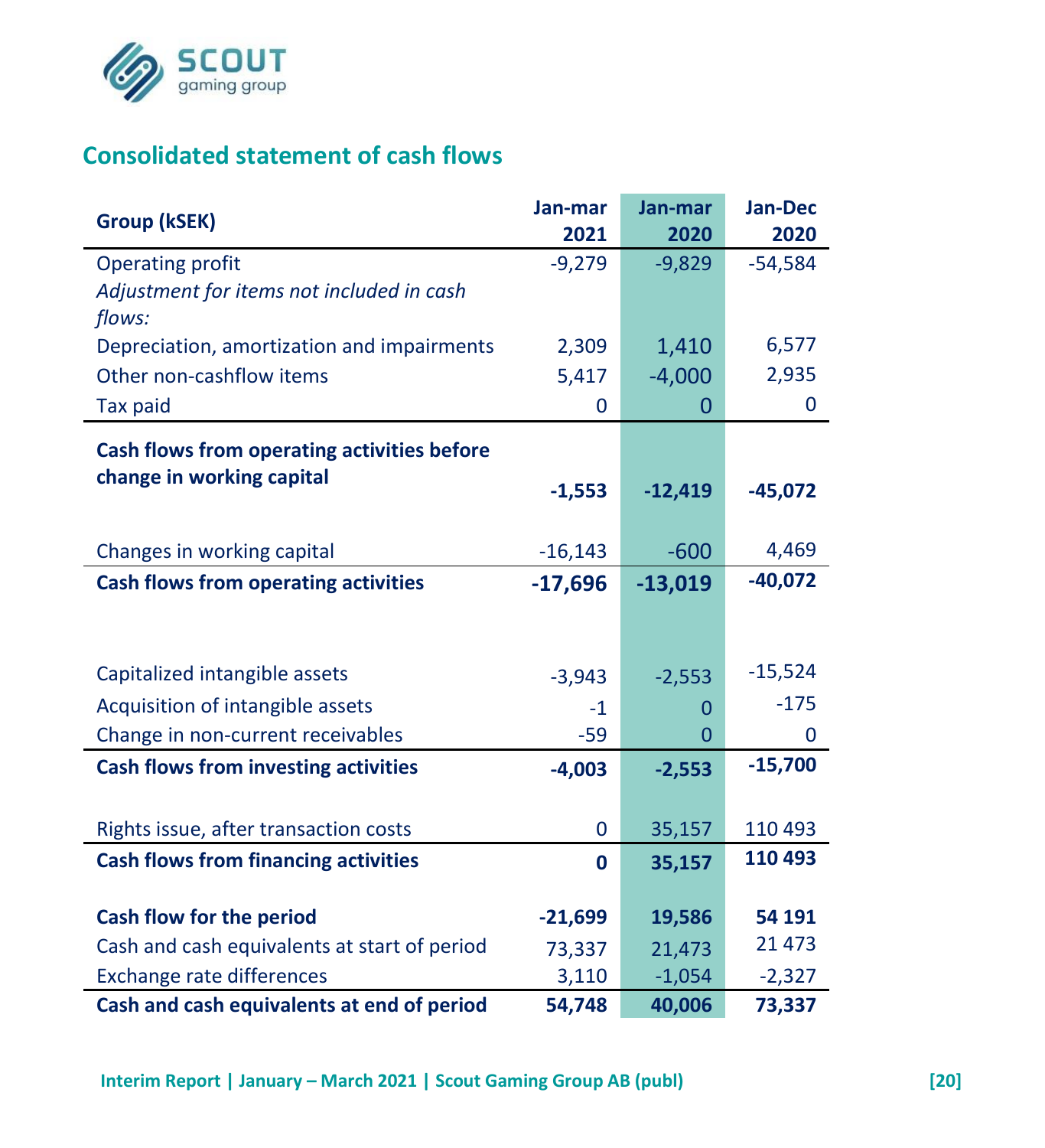## Consolidated statement of cash flows

| Group (kSEK) | Jan-mar 2021 | Jan-mar 2020 | Jan-Dec 2020 |
|---|---|---|---|
| Operating profit | -9,279 | -9,829 | -54,584 |
| *Adjustment for items not included in cash flows:* | | | |
| Depreciation, amortization and impairments | 2,309 | 1,410 | 6,577 |
| Other non-cashflow items | 5,417 | -4,000 | 2,935 |
| Tax paid | 0 | 0 | 0 |
| **Cash flows from operating activities before change in working capital** | **-1,553** | **-12,419** | **-45,072** |
| Changes in working capital | -16,143 | -600 | 4,469 |
| **Cash flows from operating activities** | **-17,696** | **-13,019** | **-40,072** |
| Capitalized intangible assets | -3,943 | -2,553 | -15,524 |
| Acquisition of intangible assets | -1 | 0 | -175 |
| Change in non-current receivables | -59 | 0 | 0 |
| **Cash flows from investing activities** | **-4,003** | **-2,553** | **-15,700** |
| Rights issue, after transaction costs | 0 | 35,157 | 110 493 |
| **Cash flows from financing activities** | **0** | **35,157** | **110 493** |
| **Cash flow for the period** | **-21,699** | **19,586** | **54 191** |
| Cash and cash equivalents at start of period | 73,337 | 21,473 | 21 473 |
| Exchange rate differences | 3,110 | -1,054 | -2,327 |
| **Cash and cash equivalents at end of period** | **54,748** | **40,006** | **73,337** |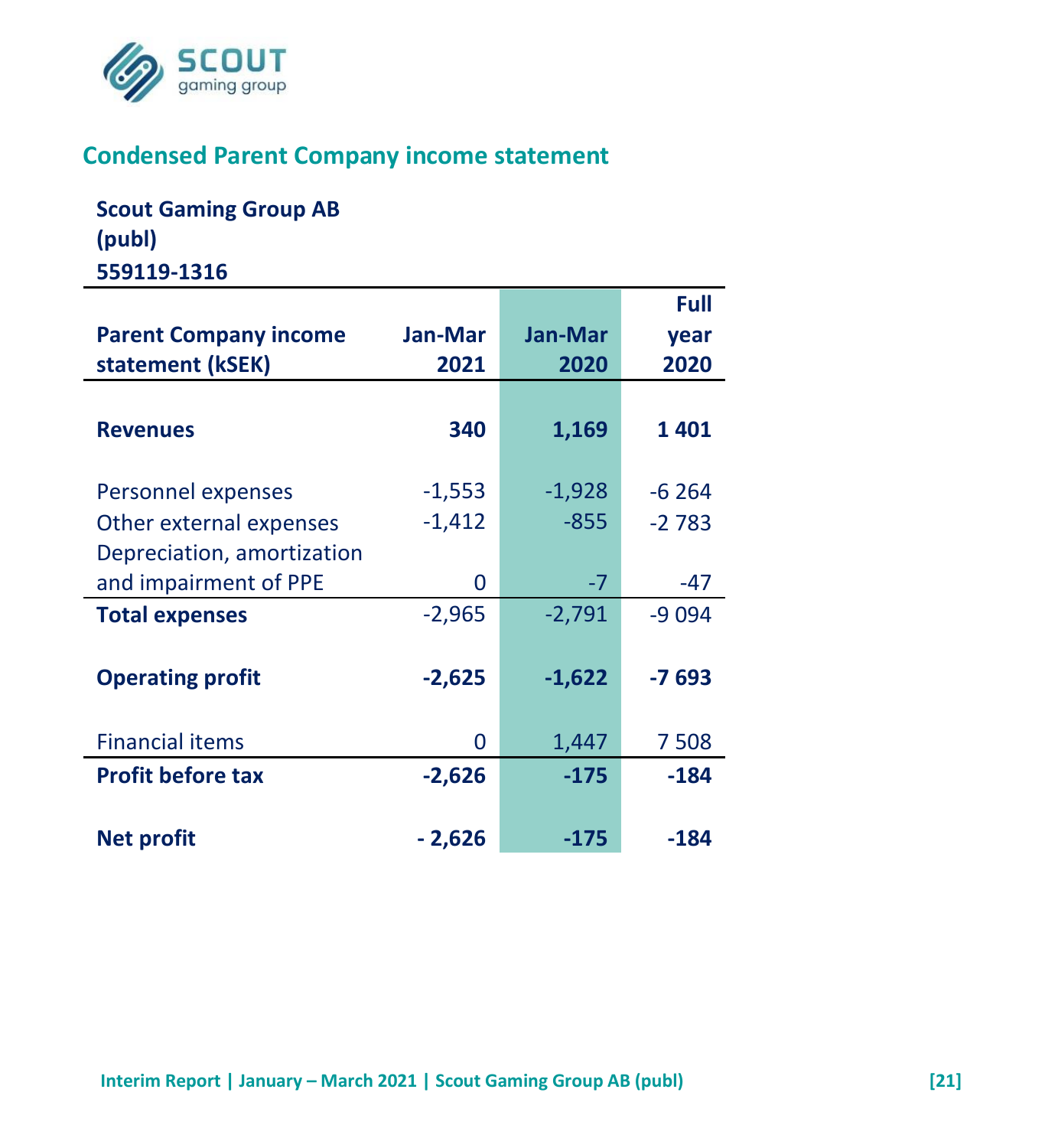## Condensed Parent Company income statement

**Scout Gaming Group AB (publ)**
**559119-1316**

| Parent Company income statement (kSEK) | Jan-Mar 2021 | Jan-Mar 2020 | Full year 2020 |
|---|---|---|---|
| **Revenues** | **340** | **1,169** | **1 401** |
| Personnel expenses | -1,553 | -1,928 | -6 264 |
| Other external expenses | -1,412 | -855 | -2 783 |
| Depreciation, amortization and impairment of PPE | 0 | -7 | -47 |
| **Total expenses** | -2,965 | -2,791 | -9 094 |
| **Operating profit** | **-2,625** | **-1,622** | **-7 693** |
| Financial items | 0 | 1,447 | 7 508 |
| **Profit before tax** | **-2,626** | **-175** | **-184** |
| **Net profit** | **- 2,626** | **-175** | **-184** |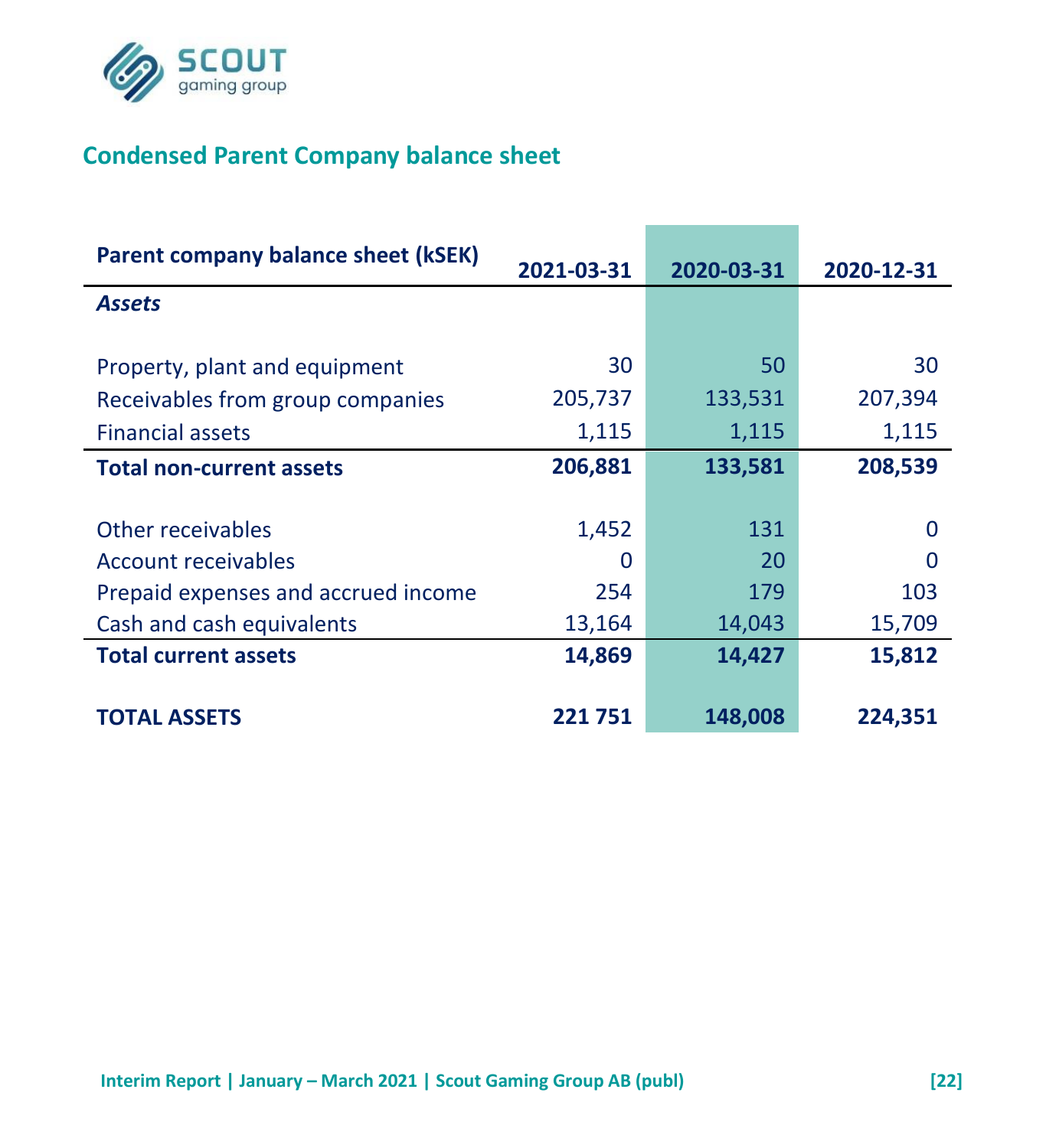## Condensed Parent Company balance sheet

| Parent company balance sheet (kSEK) | 2021-03-31 | 2020-03-31 | 2020-12-31 |
|---|---|---|---|
| *Assets* | | | |
| Property, plant and equipment | 30 | 50 | 30 |
| Receivables from group companies | 205,737 | 133,531 | 207,394 |
| Financial assets | 1,115 | 1,115 | 1,115 |
| **Total non-current assets** | **206,881** | **133,581** | **208,539** |
| Other receivables | 1,452 | 131 | 0 |
| Account receivables | 0 | 20 | 0 |
| Prepaid expenses and accrued income | 254 | 179 | 103 |
| Cash and cash equivalents | 13,164 | 14,043 | 15,709 |
| **Total current assets** | **14,869** | **14,427** | **15,812** |
| **TOTAL ASSETS** | **221 751** | **148,008** | **224,351** |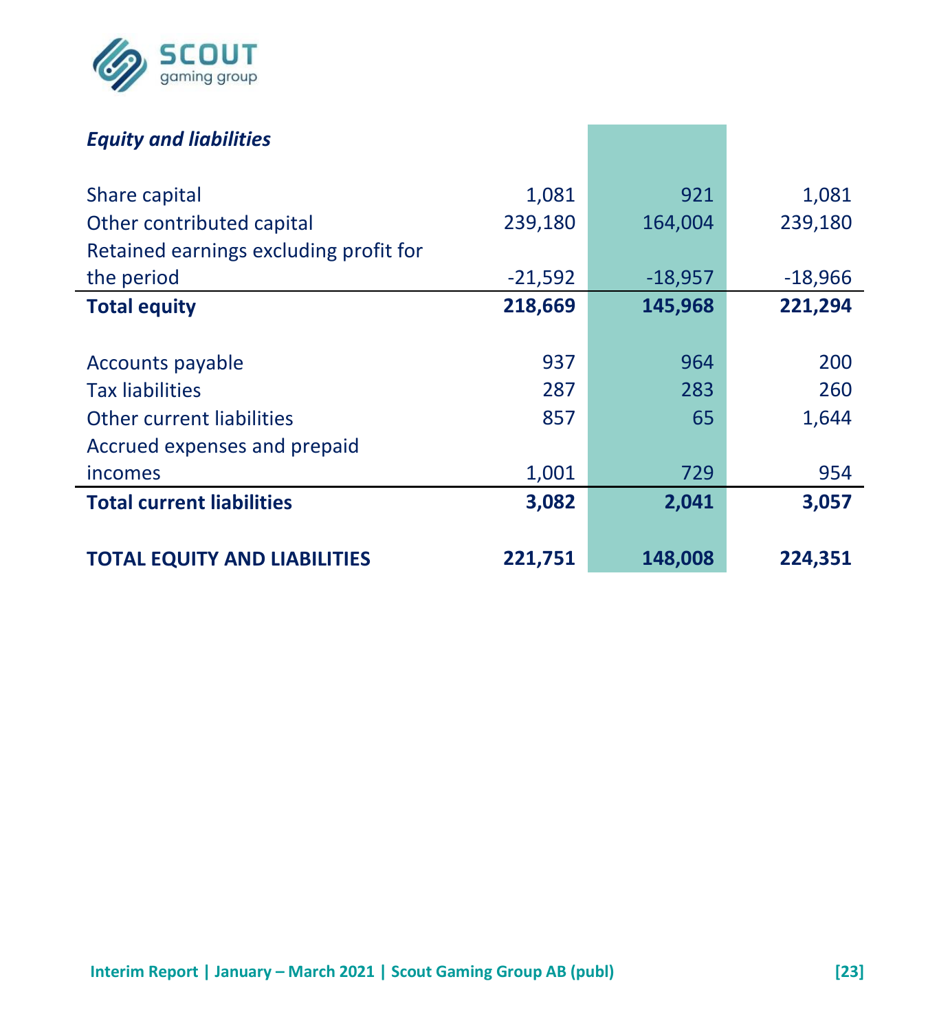***Equity and liabilities***

| | | | |
|---|---|---|---|
| Share capital | 1,081 | 921 | 1,081 |
| Other contributed capital | 239,180 | 164,004 | 239,180 |
| Retained earnings excluding profit for the period | -21,592 | -18,957 | -18,966 |
| **Total equity** | **218,669** | **145,968** | **221,294** |
| | | | |
| Accounts payable | 937 | 964 | 200 |
| Tax liabilities | 287 | 283 | 260 |
| Other current liabilities | 857 | 65 | 1,644 |
| Accrued expenses and prepaid incomes | 1,001 | 729 | 954 |
| **Total current liabilities** | **3,082** | **2,041** | **3,057** |
| | | | |
| **TOTAL EQUITY AND LIABILITIES** | **221,751** | **148,008** | **224,351** |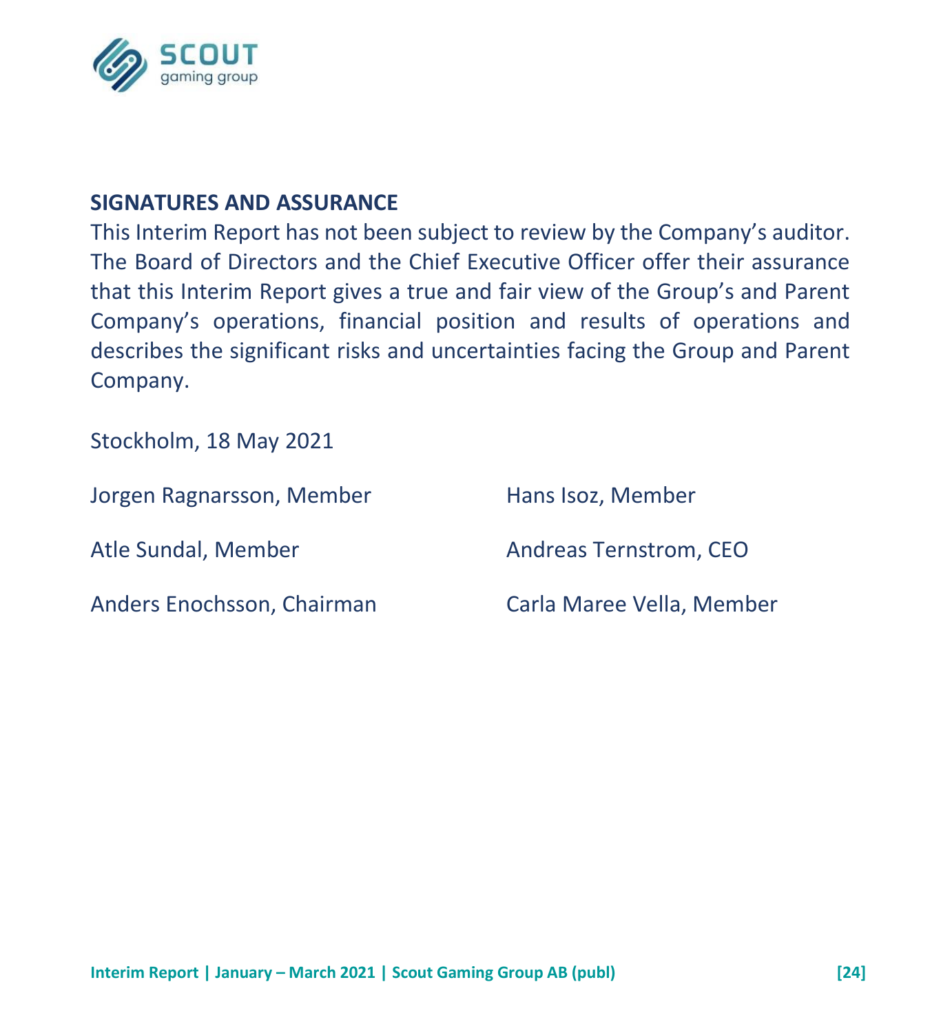## SIGNATURES AND ASSURANCE

This Interim Report has not been subject to review by the Company's auditor. The Board of Directors and the Chief Executive Officer offer their assurance that this Interim Report gives a true and fair view of the Group's and Parent Company's operations, financial position and results of operations and describes the significant risks and uncertainties facing the Group and Parent Company.

Stockholm, 18 May 2021

Jorgen Ragnarsson, Member

Hans Isoz, Member

Atle Sundal, Member

Andreas Ternstrom, CEO

Anders Enochsson, Chairman

Carla Maree Vella, Member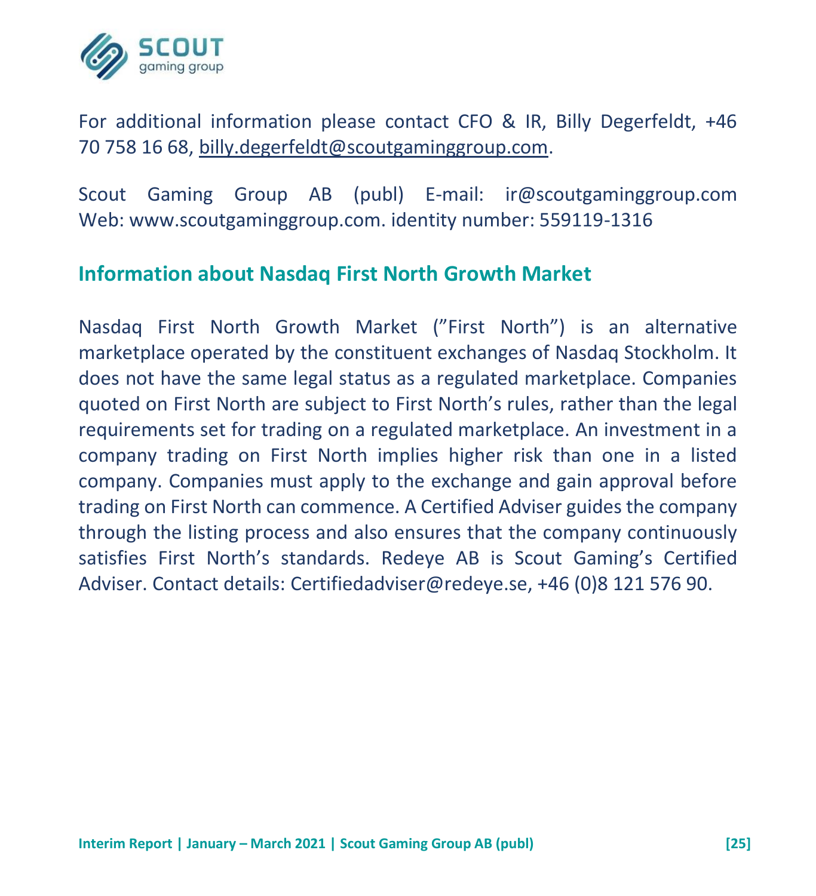For additional information please contact CFO & IR, Billy Degerfeldt, +46 70 758 16 68, billy.degerfeldt@scoutgaminggroup.com.

Scout Gaming Group AB (publ) E-mail: ir@scoutgaminggroup.com Web: www.scoutgaminggroup.com. identity number: 559119-1316

## Information about Nasdaq First North Growth Market

Nasdaq First North Growth Market (”First North”) is an alternative marketplace operated by the constituent exchanges of Nasdaq Stockholm. It does not have the same legal status as a regulated marketplace. Companies quoted on First North are subject to First North's rules, rather than the legal requirements set for trading on a regulated marketplace. An investment in a company trading on First North implies higher risk than one in a listed company. Companies must apply to the exchange and gain approval before trading on First North can commence. A Certified Adviser guides the company through the listing process and also ensures that the company continuously satisfies First North's standards. Redeye AB is Scout Gaming's Certified Adviser. Contact details: Certifiedadviser@redeye.se, +46 (0)8 121 576 90.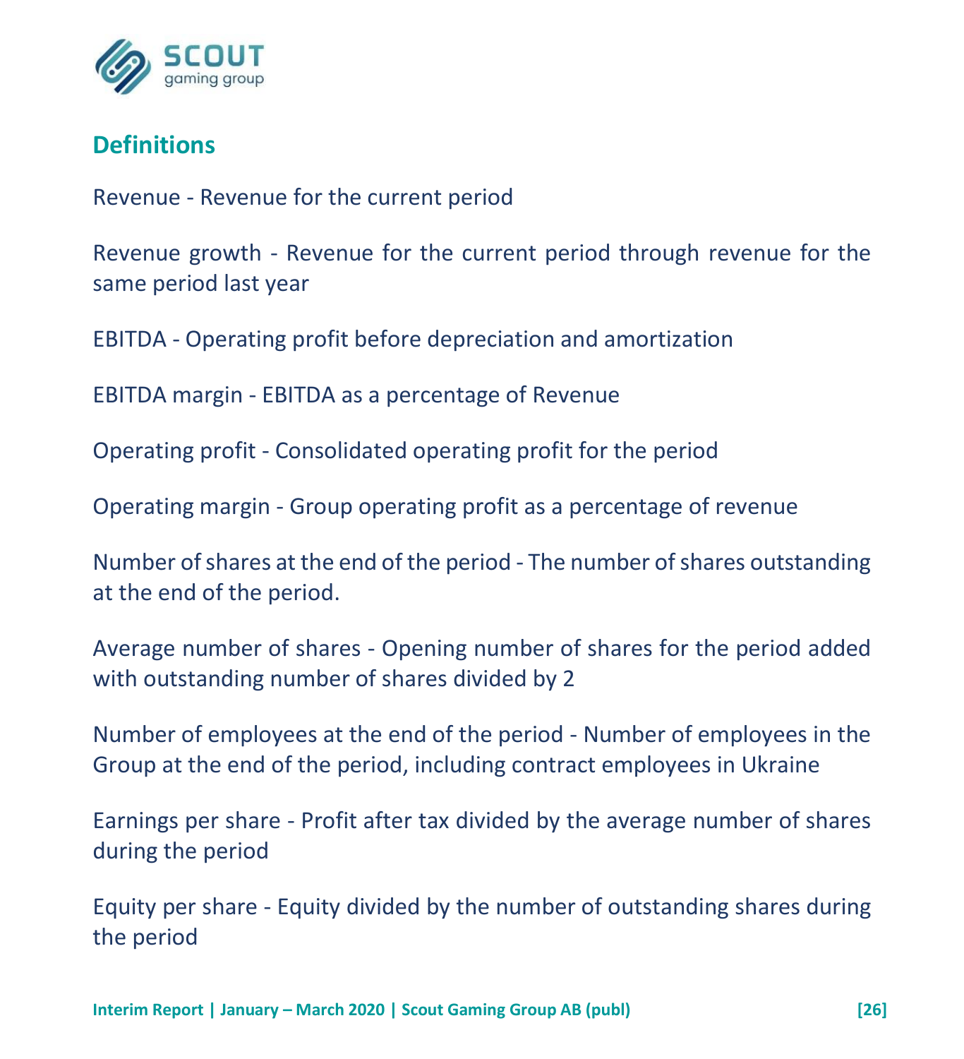## Definitions

Revenue - Revenue for the current period

Revenue growth - Revenue for the current period through revenue for the same period last year

EBITDA - Operating profit before depreciation and amortization

EBITDA margin - EBITDA as a percentage of Revenue

Operating profit - Consolidated operating profit for the period

Operating margin - Group operating profit as a percentage of revenue

Number of shares at the end of the period - The number of shares outstanding at the end of the period.

Average number of shares - Opening number of shares for the period added with outstanding number of shares divided by 2

Number of employees at the end of the period - Number of employees in the Group at the end of the period, including contract employees in Ukraine

Earnings per share - Profit after tax divided by the average number of shares during the period

Equity per share - Equity divided by the number of outstanding shares during the period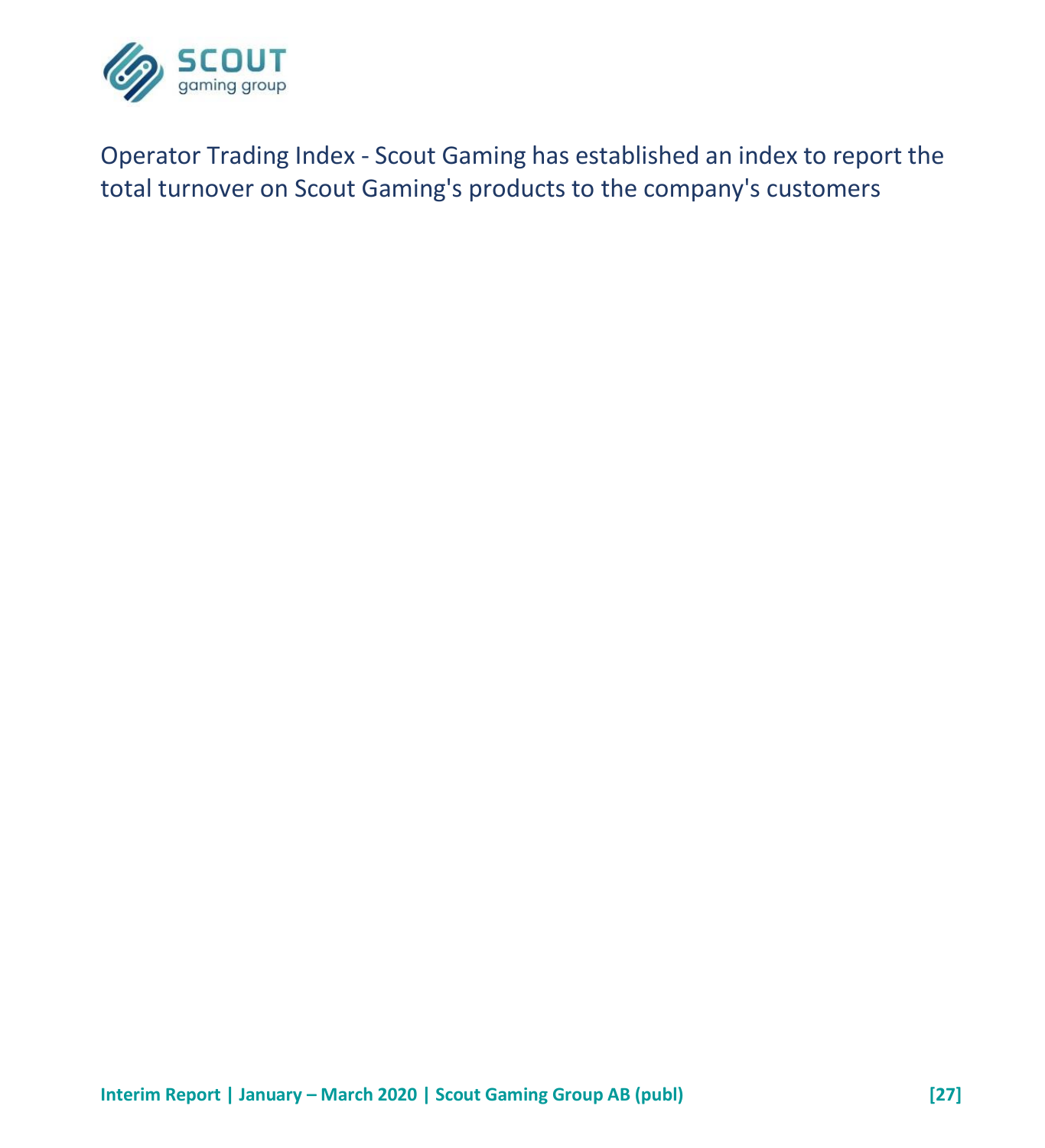Operator Trading Index - Scout Gaming has established an index to report the total turnover on Scout Gaming's products to the company's customers